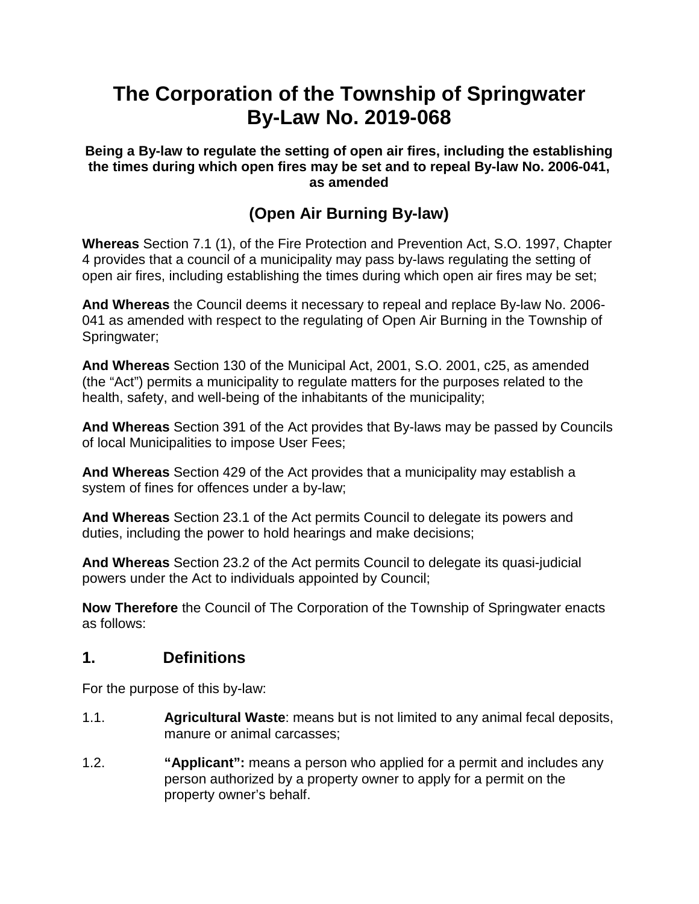# The Corporation of the Township of Springwater By-Law No. 2019-068

**Being a By-law to regulate the setting of open air fires, including the establishing the times during which open fires may be set and to repeal By-law No. 2006-041, as amended**

## (Open Air Burning By-law)

**Whereas** Section 7.1 (1), of the Fire Protection and Prevention Act, S.O. 1997, Chapter 4 provides that a council of a municipality may pass by-laws regulating the setting of open air fires, including establishing the times during which open air fires may be set;

**And Whereas** the Council deems it necessary to repeal and replace By-law No. 2006-041 as amended with respect to the regulating of Open Air Burning in the Township of Springwater;

**And Whereas** Section 130 of the Municipal Act, 2001, S.O. 2001, c25, as amended (the "Act") permits a municipality to regulate matters for the purposes related to the health, safety, and well-being of the inhabitants of the municipality;

**And Whereas** Section 391 of the Act provides that By-laws may be passed by Councils of local Municipalities to impose User Fees;

**And Whereas** Section 429 of the Act provides that a municipality may establish a system of fines for offences under a by-law;

**And Whereas** Section 23.1 of the Act permits Council to delegate its powers and duties, including the power to hold hearings and make decisions;

**And Whereas** Section 23.2 of the Act permits Council to delegate its quasi-judicial powers under the Act to individuals appointed by Council;

**Now Therefore** the Council of The Corporation of the Township of Springwater enacts as follows:

## 1. Definitions

For the purpose of this by-law:

1.1. **Agricultural Waste**: means but is not limited to any animal fecal deposits, manure or animal carcasses;

1.2. **"Applicant":** means a person who applied for a permit and includes any person authorized by a property owner to apply for a permit on the property owner's behalf.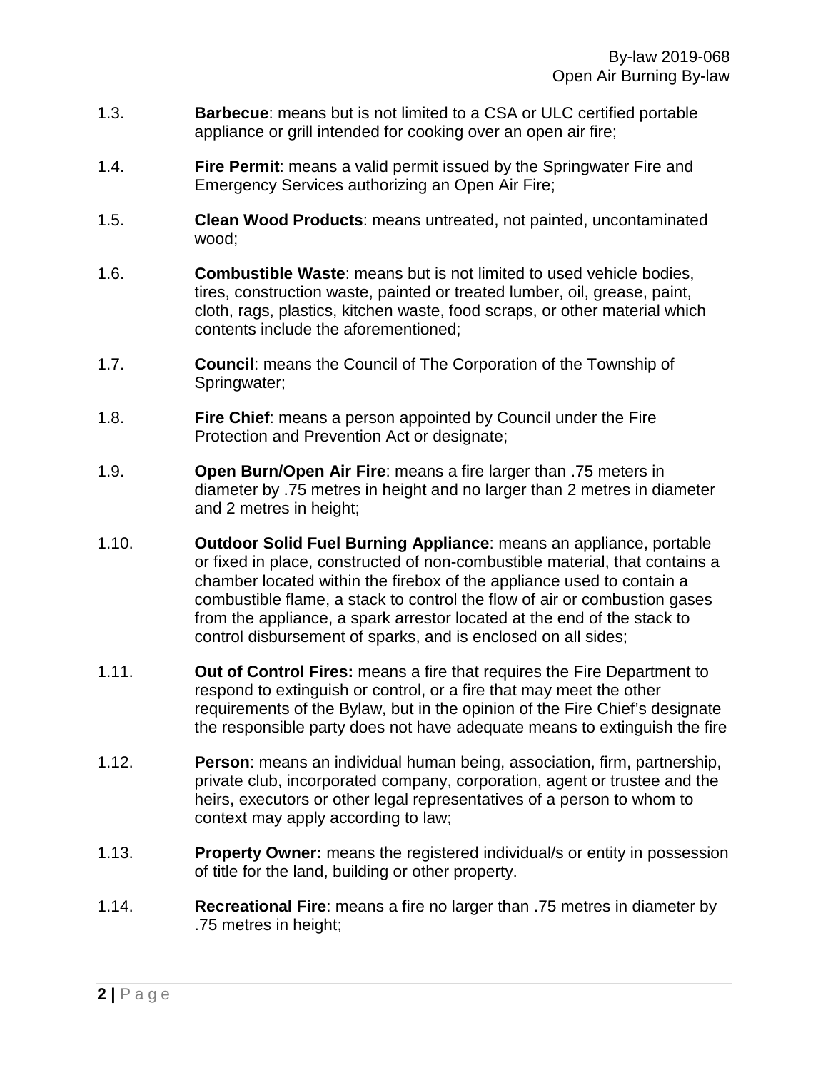1.3. **Barbecue**: means but is not limited to a CSA or ULC certified portable appliance or grill intended for cooking over an open air fire;

1.4. **Fire Permit**: means a valid permit issued by the Springwater Fire and Emergency Services authorizing an Open Air Fire;

1.5. **Clean Wood Products**: means untreated, not painted, uncontaminated wood;

1.6. **Combustible Waste**: means but is not limited to used vehicle bodies, tires, construction waste, painted or treated lumber, oil, grease, paint, cloth, rags, plastics, kitchen waste, food scraps, or other material which contents include the aforementioned;

1.7. **Council**: means the Council of The Corporation of the Township of Springwater;

1.8. **Fire Chief**: means a person appointed by Council under the Fire Protection and Prevention Act or designate;

1.9. **Open Burn/Open Air Fire**: means a fire larger than .75 meters in diameter by .75 metres in height and no larger than 2 metres in diameter and 2 metres in height;

1.10. **Outdoor Solid Fuel Burning Appliance**: means an appliance, portable or fixed in place, constructed of non-combustible material, that contains a chamber located within the firebox of the appliance used to contain a combustible flame, a stack to control the flow of air or combustion gases from the appliance, a spark arrestor located at the end of the stack to control disbursement of sparks, and is enclosed on all sides;

1.11. **Out of Control Fires:** means a fire that requires the Fire Department to respond to extinguish or control, or a fire that may meet the other requirements of the Bylaw, but in the opinion of the Fire Chief's designate the responsible party does not have adequate means to extinguish the fire

1.12. **Person**: means an individual human being, association, firm, partnership, private club, incorporated company, corporation, agent or trustee and the heirs, executors or other legal representatives of a person to whom to context may apply according to law;

1.13. **Property Owner:** means the registered individual/s or entity in possession of title for the land, building or other property.

1.14. **Recreational Fire**: means a fire no larger than .75 metres in diameter by .75 metres in height;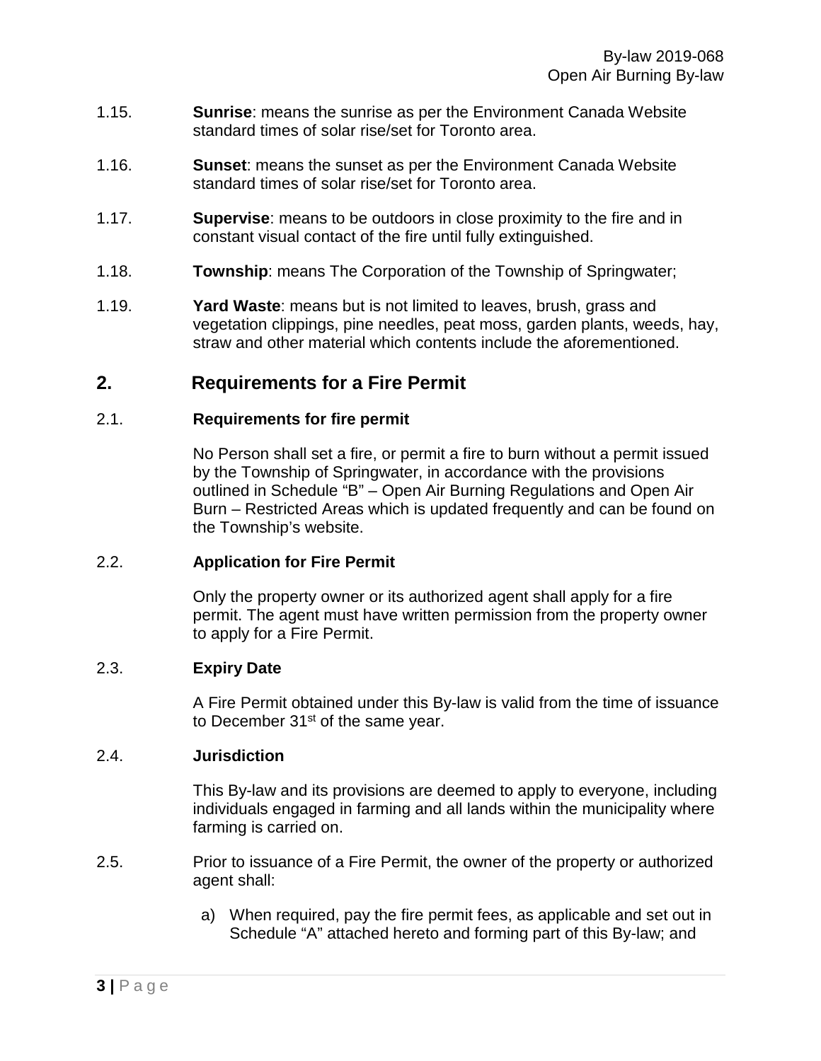1.15. **Sunrise**: means the sunrise as per the Environment Canada Website standard times of solar rise/set for Toronto area.

1.16. **Sunset**: means the sunset as per the Environment Canada Website standard times of solar rise/set for Toronto area.

1.17. **Supervise**: means to be outdoors in close proximity to the fire and in constant visual contact of the fire until fully extinguished.

1.18. **Township**: means The Corporation of the Township of Springwater;

1.19. **Yard Waste**: means but is not limited to leaves, brush, grass and vegetation clippings, pine needles, peat moss, garden plants, weeds, hay, straw and other material which contents include the aforementioned.

## 2. Requirements for a Fire Permit

### 2.1. Requirements for fire permit

No Person shall set a fire, or permit a fire to burn without a permit issued by the Township of Springwater, in accordance with the provisions outlined in Schedule "B" – Open Air Burning Regulations and Open Air Burn – Restricted Areas which is updated frequently and can be found on the Township's website.

### 2.2. Application for Fire Permit

Only the property owner or its authorized agent shall apply for a fire permit. The agent must have written permission from the property owner to apply for a Fire Permit.

### 2.3. Expiry Date

A Fire Permit obtained under this By-law is valid from the time of issuance to December 31st of the same year.

### 2.4. Jurisdiction

This By-law and its provisions are deemed to apply to everyone, including individuals engaged in farming and all lands within the municipality where farming is carried on.

2.5. Prior to issuance of a Fire Permit, the owner of the property or authorized agent shall:

a) When required, pay the fire permit fees, as applicable and set out in Schedule "A" attached hereto and forming part of this By-law; and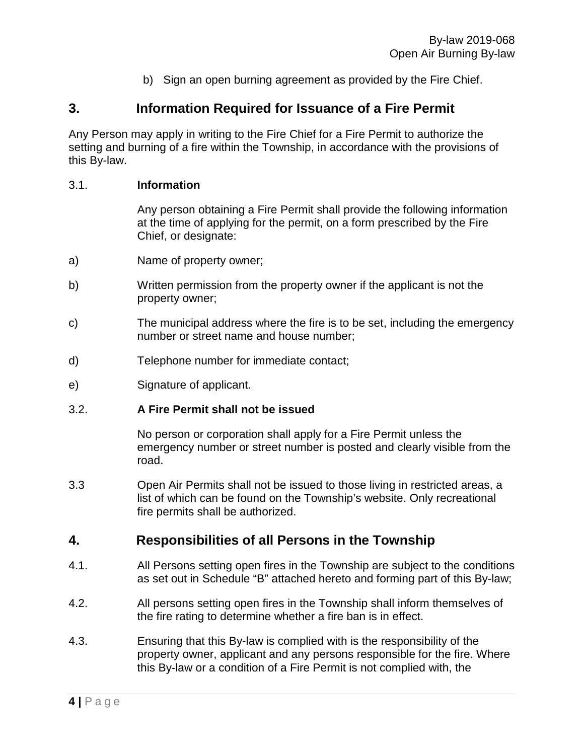b) Sign an open burning agreement as provided by the Fire Chief.

## 3. Information Required for Issuance of a Fire Permit

Any Person may apply in writing to the Fire Chief for a Fire Permit to authorize the setting and burning of a fire within the Township, in accordance with the provisions of this By-law.

3.1. **Information**

Any person obtaining a Fire Permit shall provide the following information at the time of applying for the permit, on a form prescribed by the Fire Chief, or designate:

a) Name of property owner;

b) Written permission from the property owner if the applicant is not the property owner;

c) The municipal address where the fire is to be set, including the emergency number or street name and house number;

d) Telephone number for immediate contact;

e) Signature of applicant.

3.2. **A Fire Permit shall not be issued**

No person or corporation shall apply for a Fire Permit unless the emergency number or street number is posted and clearly visible from the road.

3.3 Open Air Permits shall not be issued to those living in restricted areas, a list of which can be found on the Township's website. Only recreational fire permits shall be authorized.

## 4. Responsibilities of all Persons in the Township

4.1. All Persons setting open fires in the Township are subject to the conditions as set out in Schedule "B" attached hereto and forming part of this By-law;

4.2. All persons setting open fires in the Township shall inform themselves of the fire rating to determine whether a fire ban is in effect.

4.3. Ensuring that this By-law is complied with is the responsibility of the property owner, applicant and any persons responsible for the fire. Where this By-law or a condition of a Fire Permit is not complied with, the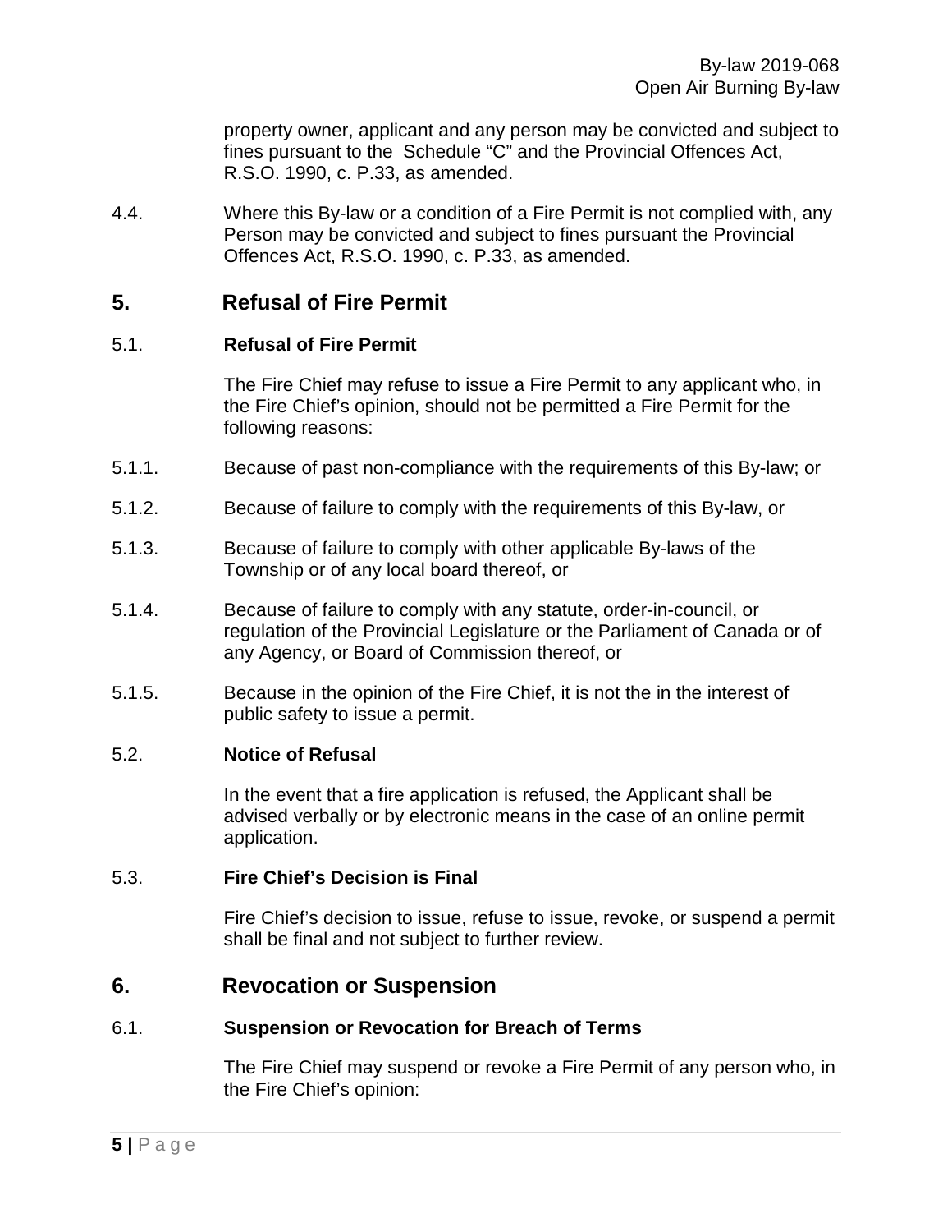property owner, applicant and any person may be convicted and subject to fines pursuant to the Schedule "C" and the Provincial Offences Act, R.S.O. 1990, c. P.33, as amended.

4.4. Where this By-law or a condition of a Fire Permit is not complied with, any Person may be convicted and subject to fines pursuant the Provincial Offences Act, R.S.O. 1990, c. P.33, as amended.

## 5. Refusal of Fire Permit

### 5.1. Refusal of Fire Permit

The Fire Chief may refuse to issue a Fire Permit to any applicant who, in the Fire Chief's opinion, should not be permitted a Fire Permit for the following reasons:

5.1.1. Because of past non-compliance with the requirements of this By-law; or

5.1.2. Because of failure to comply with the requirements of this By-law, or

5.1.3. Because of failure to comply with other applicable By-laws of the Township or of any local board thereof, or

5.1.4. Because of failure to comply with any statute, order-in-council, or regulation of the Provincial Legislature or the Parliament of Canada or of any Agency, or Board of Commission thereof, or

5.1.5. Because in the opinion of the Fire Chief, it is not the in the interest of public safety to issue a permit.

### 5.2. Notice of Refusal

In the event that a fire application is refused, the Applicant shall be advised verbally or by electronic means in the case of an online permit application.

### 5.3. Fire Chief's Decision is Final

Fire Chief's decision to issue, refuse to issue, revoke, or suspend a permit shall be final and not subject to further review.

## 6. Revocation or Suspension

### 6.1. Suspension or Revocation for Breach of Terms

The Fire Chief may suspend or revoke a Fire Permit of any person who, in the Fire Chief's opinion: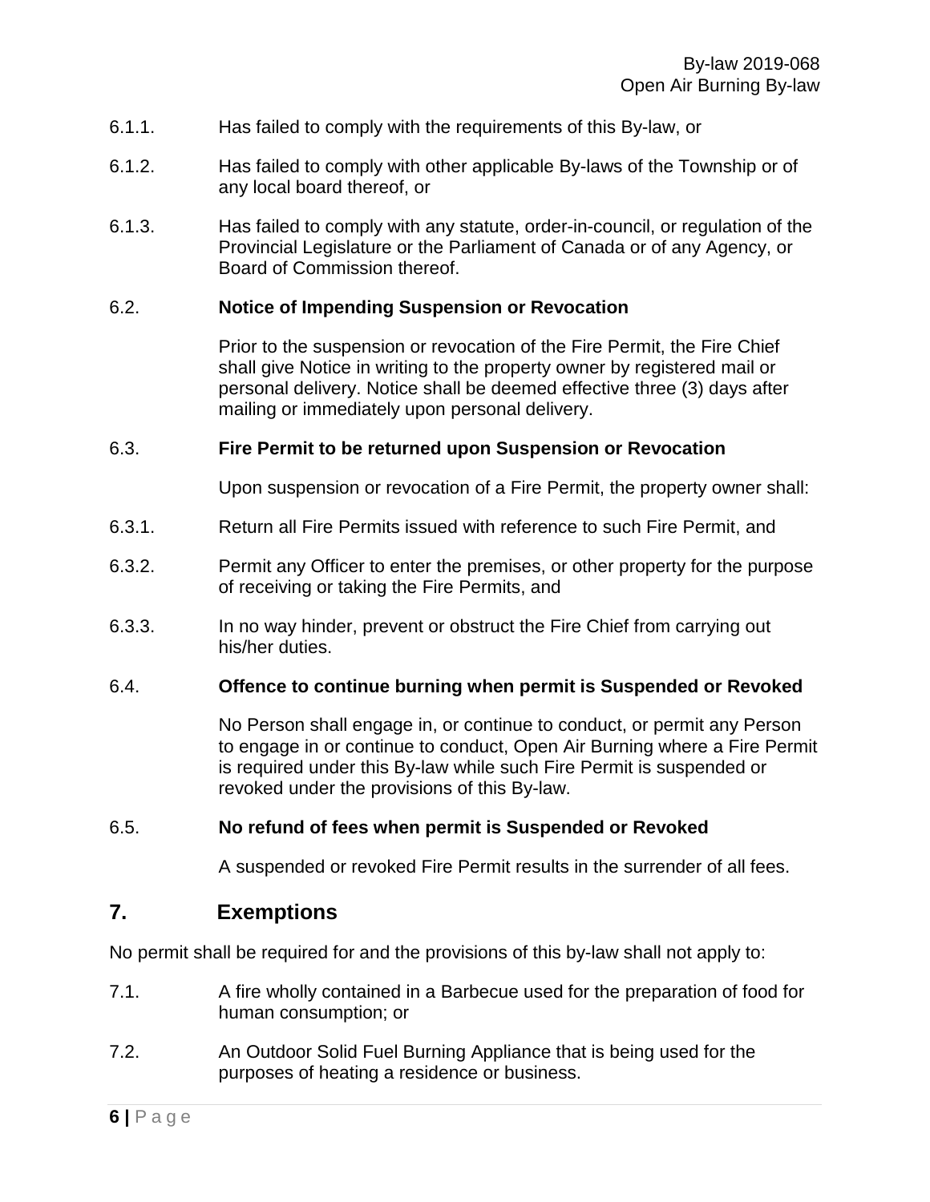6.1.1. Has failed to comply with the requirements of this By-law, or

6.1.2. Has failed to comply with other applicable By-laws of the Township or of any local board thereof, or

6.1.3. Has failed to comply with any statute, order-in-council, or regulation of the Provincial Legislature or the Parliament of Canada or of any Agency, or Board of Commission thereof.

6.2. **Notice of Impending Suspension or Revocation**

Prior to the suspension or revocation of the Fire Permit, the Fire Chief shall give Notice in writing to the property owner by registered mail or personal delivery. Notice shall be deemed effective three (3) days after mailing or immediately upon personal delivery.

6.3. **Fire Permit to be returned upon Suspension or Revocation**

Upon suspension or revocation of a Fire Permit, the property owner shall:

6.3.1. Return all Fire Permits issued with reference to such Fire Permit, and

6.3.2. Permit any Officer to enter the premises, or other property for the purpose of receiving or taking the Fire Permits, and

6.3.3. In no way hinder, prevent or obstruct the Fire Chief from carrying out his/her duties.

6.4. **Offence to continue burning when permit is Suspended or Revoked**

No Person shall engage in, or continue to conduct, or permit any Person to engage in or continue to conduct, Open Air Burning where a Fire Permit is required under this By-law while such Fire Permit is suspended or revoked under the provisions of this By-law.

6.5. **No refund of fees when permit is Suspended or Revoked**

A suspended or revoked Fire Permit results in the surrender of all fees.

## 7. Exemptions

No permit shall be required for and the provisions of this by-law shall not apply to:

7.1. A fire wholly contained in a Barbecue used for the preparation of food for human consumption; or

7.2. An Outdoor Solid Fuel Burning Appliance that is being used for the purposes of heating a residence or business.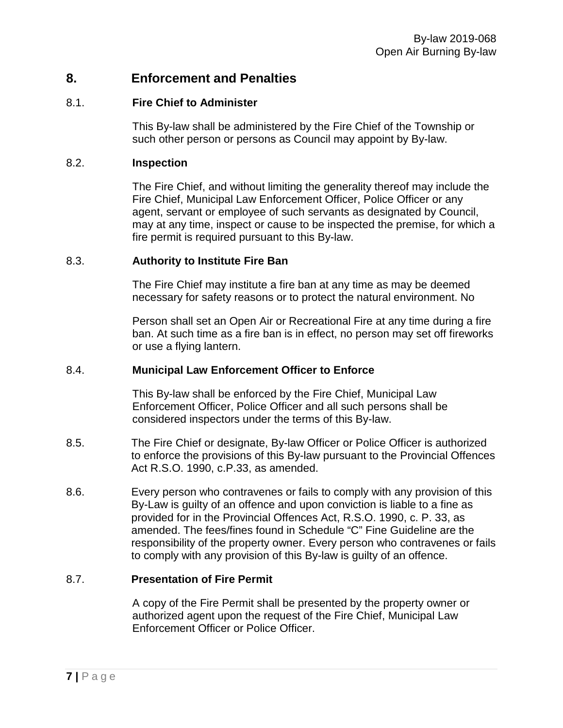## 8. Enforcement and Penalties

### 8.1. Fire Chief to Administer

This By-law shall be administered by the Fire Chief of the Township or such other person or persons as Council may appoint by By-law.

### 8.2. Inspection

The Fire Chief, and without limiting the generality thereof may include the Fire Chief, Municipal Law Enforcement Officer, Police Officer or any agent, servant or employee of such servants as designated by Council, may at any time, inspect or cause to be inspected the premise, for which a fire permit is required pursuant to this By-law.

### 8.3. Authority to Institute Fire Ban

The Fire Chief may institute a fire ban at any time as may be deemed necessary for safety reasons or to protect the natural environment. No

Person shall set an Open Air or Recreational Fire at any time during a fire ban. At such time as a fire ban is in effect, no person may set off fireworks or use a flying lantern.

### 8.4. Municipal Law Enforcement Officer to Enforce

This By-law shall be enforced by the Fire Chief, Municipal Law Enforcement Officer, Police Officer and all such persons shall be considered inspectors under the terms of this By-law.

8.5. The Fire Chief or designate, By-law Officer or Police Officer is authorized to enforce the provisions of this By-law pursuant to the Provincial Offences Act R.S.O. 1990, c.P.33, as amended.

8.6. Every person who contravenes or fails to comply with any provision of this By-Law is guilty of an offence and upon conviction is liable to a fine as provided for in the Provincial Offences Act, R.S.O. 1990, c. P. 33, as amended. The fees/fines found in Schedule “C” Fine Guideline are the responsibility of the property owner. Every person who contravenes or fails to comply with any provision of this By-law is guilty of an offence.

### 8.7. Presentation of Fire Permit

A copy of the Fire Permit shall be presented by the property owner or authorized agent upon the request of the Fire Chief, Municipal Law Enforcement Officer or Police Officer.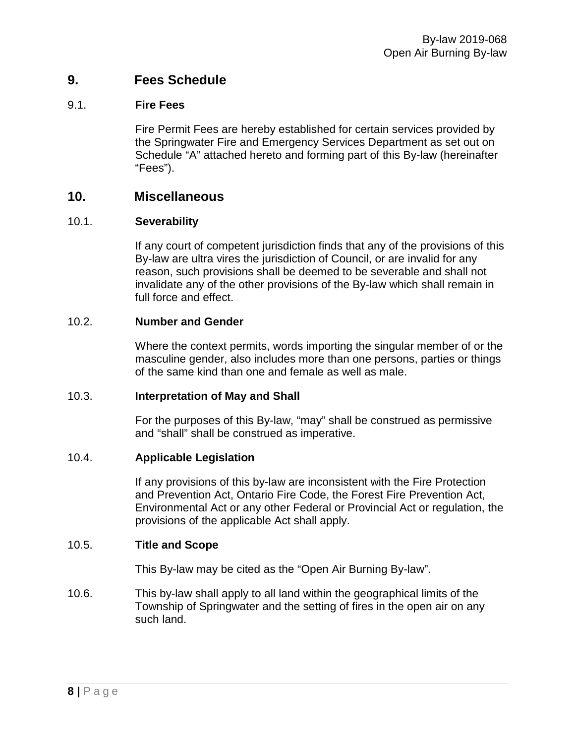## 9. Fees Schedule

### 9.1. Fire Fees

Fire Permit Fees are hereby established for certain services provided by the Springwater Fire and Emergency Services Department as set out on Schedule "A" attached hereto and forming part of this By-law (hereinafter "Fees").

## 10. Miscellaneous

### 10.1. Severability

If any court of competent jurisdiction finds that any of the provisions of this By-law are ultra vires the jurisdiction of Council, or are invalid for any reason, such provisions shall be deemed to be severable and shall not invalidate any of the other provisions of the By-law which shall remain in full force and effect.

### 10.2. Number and Gender

Where the context permits, words importing the singular member of or the masculine gender, also includes more than one persons, parties or things of the same kind than one and female as well as male.

### 10.3. Interpretation of May and Shall

For the purposes of this By-law, "may" shall be construed as permissive and "shall" shall be construed as imperative.

### 10.4. Applicable Legislation

If any provisions of this by-law are inconsistent with the Fire Protection and Prevention Act, Ontario Fire Code, the Forest Fire Prevention Act, Environmental Act or any other Federal or Provincial Act or regulation, the provisions of the applicable Act shall apply.

### 10.5. Title and Scope

This By-law may be cited as the "Open Air Burning By-law".

10.6. This by-law shall apply to all land within the geographical limits of the Township of Springwater and the setting of fires in the open air on any such land.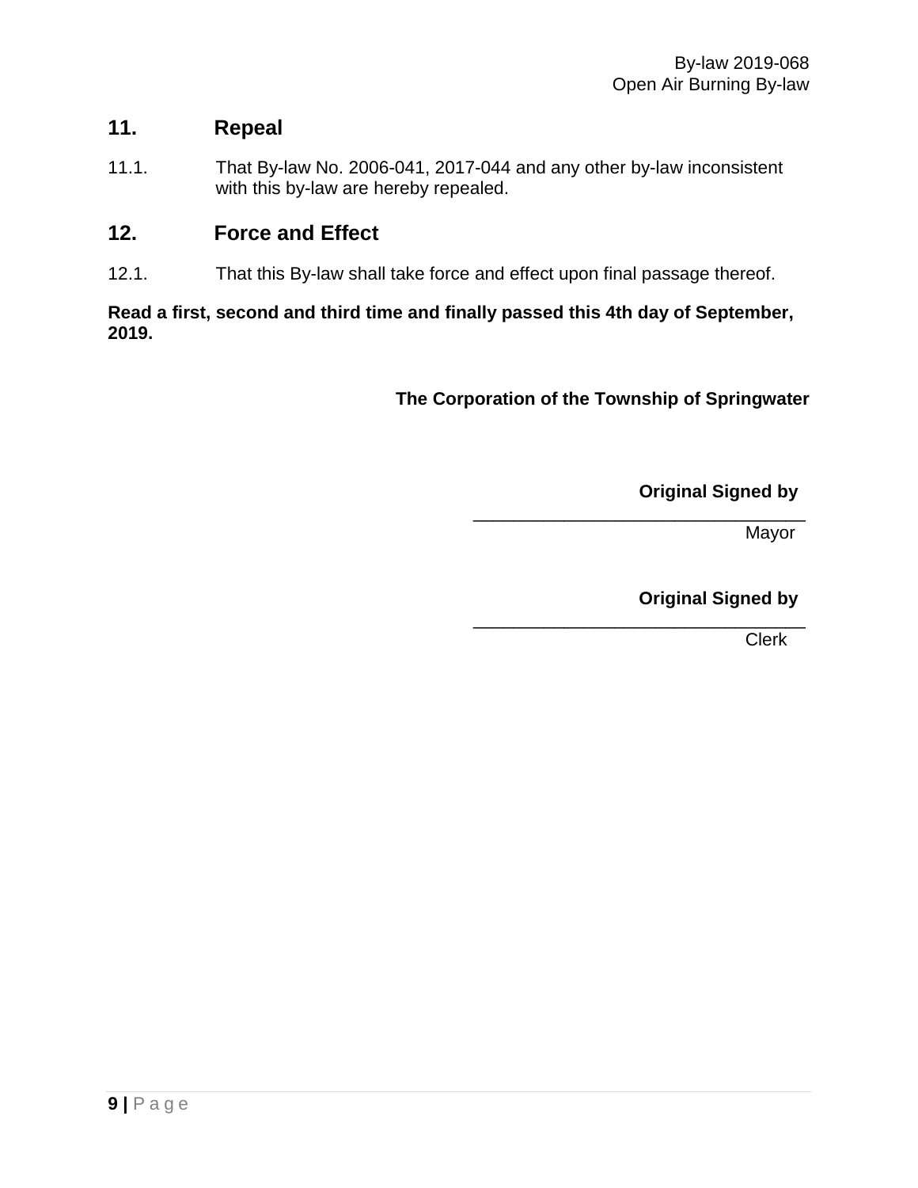## 11. Repeal

11.1. That By-law No. 2006-041, 2017-044 and any other by-law inconsistent with this by-law are hereby repealed.

## 12. Force and Effect

12.1. That this By-law shall take force and effect upon final passage thereof.

**Read a first, second and third time and finally passed this 4th day of September, 2019.**

**The Corporation of the Township of Springwater**

**Original Signed by**

_______________________________
Mayor

**Original Signed by**

_______________________________
Clerk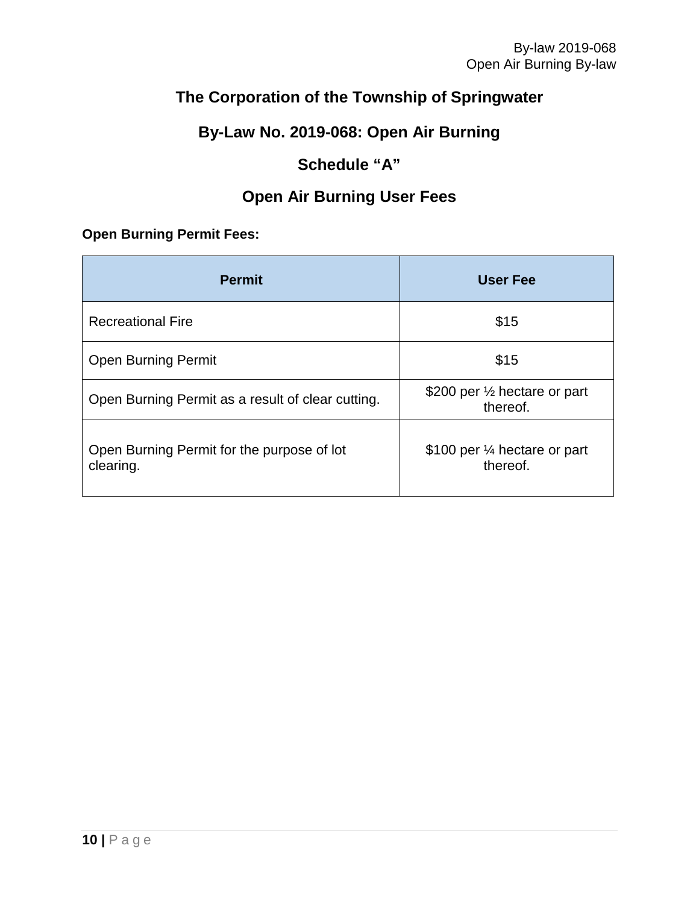# The Corporation of the Township of Springwater

## By-Law No. 2019-068: Open Air Burning

## Schedule "A"

## Open Air Burning User Fees

**Open Burning Permit Fees:**

| Permit | User Fee |
|---|---|
| Recreational Fire | $15 |
| Open Burning Permit | $15 |
| Open Burning Permit as a result of clear cutting. | $200 per ½ hectare or part thereof. |
| Open Burning Permit for the purpose of lot clearing. | $100 per ¼ hectare or part thereof. |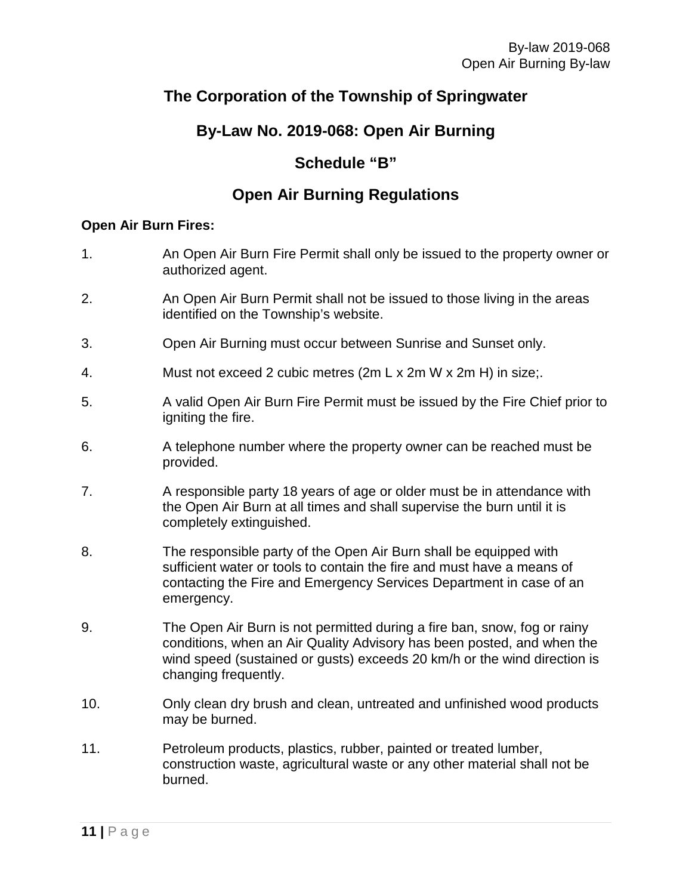# The Corporation of the Township of Springwater

## By-Law No. 2019-068: Open Air Burning

## Schedule "B"

## Open Air Burning Regulations

**Open Air Burn Fires:**

1. An Open Air Burn Fire Permit shall only be issued to the property owner or authorized agent.

2. An Open Air Burn Permit shall not be issued to those living in the areas identified on the Township's website.

3. Open Air Burning must occur between Sunrise and Sunset only.

4. Must not exceed 2 cubic metres (2m L x 2m W x 2m H) in size;.

5. A valid Open Air Burn Fire Permit must be issued by the Fire Chief prior to igniting the fire.

6. A telephone number where the property owner can be reached must be provided.

7. A responsible party 18 years of age or older must be in attendance with the Open Air Burn at all times and shall supervise the burn until it is completely extinguished.

8. The responsible party of the Open Air Burn shall be equipped with sufficient water or tools to contain the fire and must have a means of contacting the Fire and Emergency Services Department in case of an emergency.

9. The Open Air Burn is not permitted during a fire ban, snow, fog or rainy conditions, when an Air Quality Advisory has been posted, and when the wind speed (sustained or gusts) exceeds 20 km/h or the wind direction is changing frequently.

10. Only clean dry brush and clean, untreated and unfinished wood products may be burned.

11. Petroleum products, plastics, rubber, painted or treated lumber, construction waste, agricultural waste or any other material shall not be burned.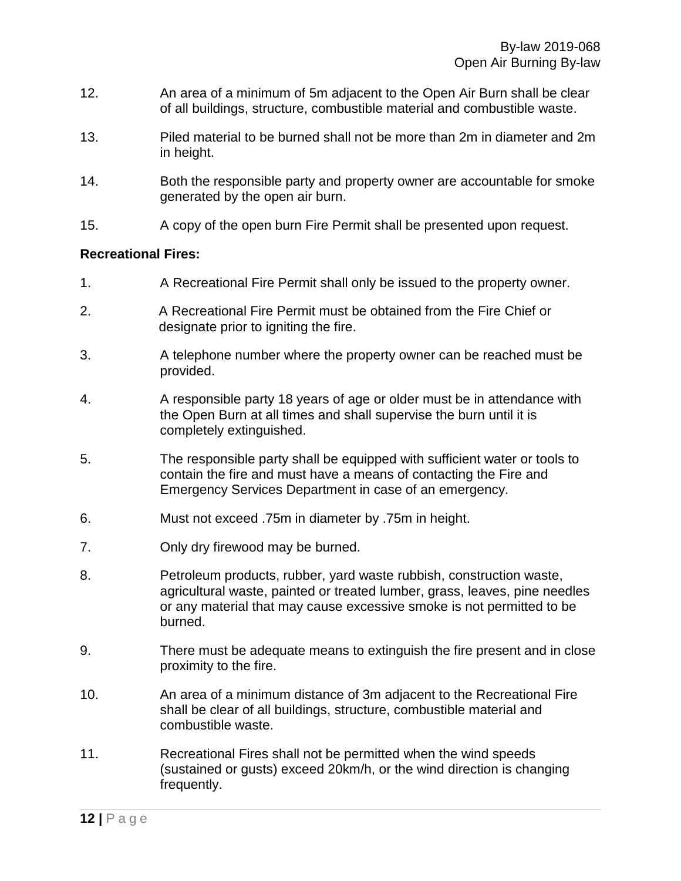12. An area of a minimum of 5m adjacent to the Open Air Burn shall be clear of all buildings, structure, combustible material and combustible waste.

13. Piled material to be burned shall not be more than 2m in diameter and 2m in height.

14. Both the responsible party and property owner are accountable for smoke generated by the open air burn.

15. A copy of the open burn Fire Permit shall be presented upon request.

**Recreational Fires:**

1. A Recreational Fire Permit shall only be issued to the property owner.

2. A Recreational Fire Permit must be obtained from the Fire Chief or designate prior to igniting the fire.

3. A telephone number where the property owner can be reached must be provided.

4. A responsible party 18 years of age or older must be in attendance with the Open Burn at all times and shall supervise the burn until it is completely extinguished.

5. The responsible party shall be equipped with sufficient water or tools to contain the fire and must have a means of contacting the Fire and Emergency Services Department in case of an emergency.

6. Must not exceed .75m in diameter by .75m in height.

7. Only dry firewood may be burned.

8. Petroleum products, rubber, yard waste rubbish, construction waste, agricultural waste, painted or treated lumber, grass, leaves, pine needles or any material that may cause excessive smoke is not permitted to be burned.

9. There must be adequate means to extinguish the fire present and in close proximity to the fire.

10. An area of a minimum distance of 3m adjacent to the Recreational Fire shall be clear of all buildings, structure, combustible material and combustible waste.

11. Recreational Fires shall not be permitted when the wind speeds (sustained or gusts) exceed 20km/h, or the wind direction is changing frequently.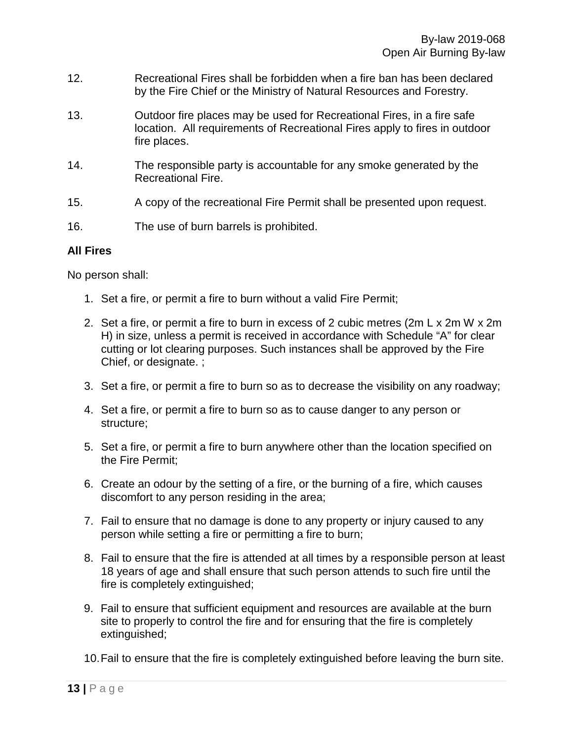12. Recreational Fires shall be forbidden when a fire ban has been declared by the Fire Chief or the Ministry of Natural Resources and Forestry.

13. Outdoor fire places may be used for Recreational Fires, in a fire safe location. All requirements of Recreational Fires apply to fires in outdoor fire places.

14. The responsible party is accountable for any smoke generated by the Recreational Fire.

15. A copy of the recreational Fire Permit shall be presented upon request.

16. The use of burn barrels is prohibited.

**All Fires**

No person shall:

1. Set a fire, or permit a fire to burn without a valid Fire Permit;

2. Set a fire, or permit a fire to burn in excess of 2 cubic metres (2m L x 2m W x 2m H) in size, unless a permit is received in accordance with Schedule "A" for clear cutting or lot clearing purposes. Such instances shall be approved by the Fire Chief, or designate. ;

3. Set a fire, or permit a fire to burn so as to decrease the visibility on any roadway;

4. Set a fire, or permit a fire to burn so as to cause danger to any person or structure;

5. Set a fire, or permit a fire to burn anywhere other than the location specified on the Fire Permit;

6. Create an odour by the setting of a fire, or the burning of a fire, which causes discomfort to any person residing in the area;

7. Fail to ensure that no damage is done to any property or injury caused to any person while setting a fire or permitting a fire to burn;

8. Fail to ensure that the fire is attended at all times by a responsible person at least 18 years of age and shall ensure that such person attends to such fire until the fire is completely extinguished;

9. Fail to ensure that sufficient equipment and resources are available at the burn site to properly to control the fire and for ensuring that the fire is completely extinguished;

10. Fail to ensure that the fire is completely extinguished before leaving the burn site.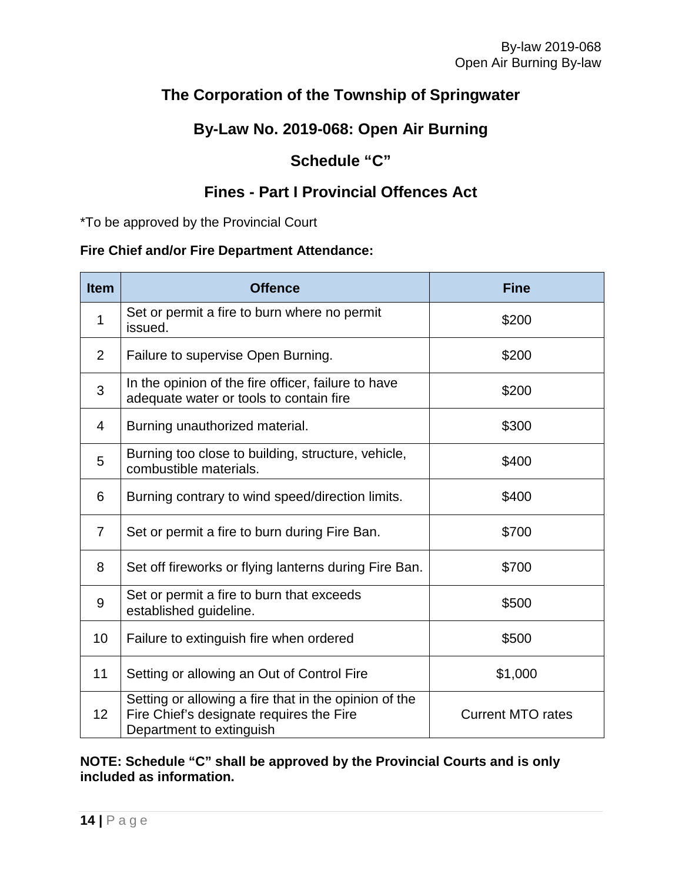# The Corporation of the Township of Springwater

## By-Law No. 2019-068: Open Air Burning

## Schedule "C"

## Fines - Part I Provincial Offences Act

*To be approved by the Provincial Court

**Fire Chief and/or Fire Department Attendance:**

| Item | Offence | Fine |
|---|---|---|
| 1 | Set or permit a fire to burn where no permit issued. | $200 |
| 2 | Failure to supervise Open Burning. | $200 |
| 3 | In the opinion of the fire officer, failure to have adequate water or tools to contain fire | $200 |
| 4 | Burning unauthorized material. | $300 |
| 5 | Burning too close to building, structure, vehicle, combustible materials. | $400 |
| 6 | Burning contrary to wind speed/direction limits. | $400 |
| 7 | Set or permit a fire to burn during Fire Ban. | $700 |
| 8 | Set off fireworks or flying lanterns during Fire Ban. | $700 |
| 9 | Set or permit a fire to burn that exceeds established guideline. | $500 |
| 10 | Failure to extinguish fire when ordered | $500 |
| 11 | Setting or allowing an Out of Control Fire | $1,000 |
| 12 | Setting or allowing a fire that in the opinion of the Fire Chief's designate requires the Fire Department to extinguish | Current MTO rates |

**NOTE: Schedule "C" shall be approved by the Provincial Courts and is only included as information.**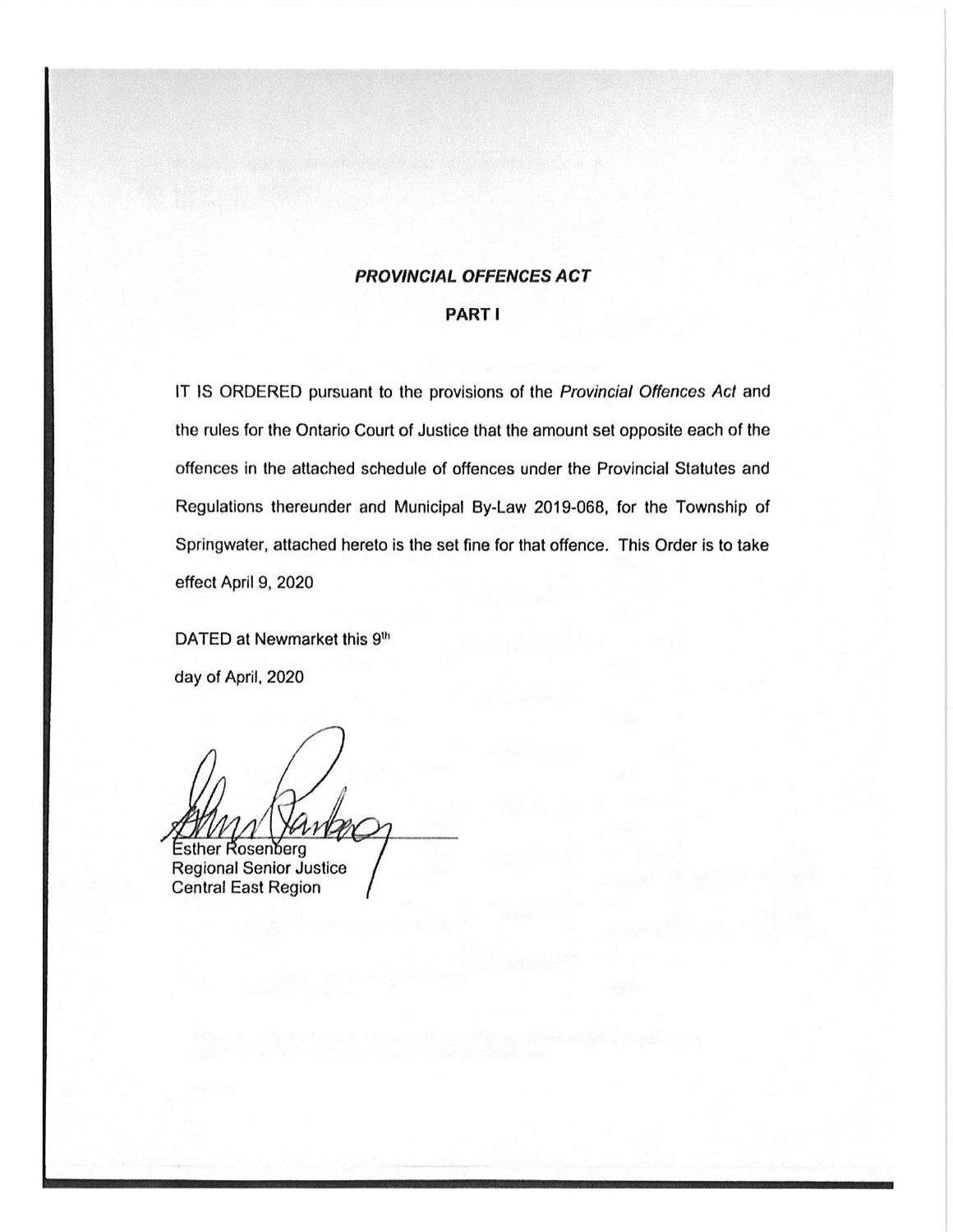## *PROVINCIAL OFFENCES ACT*

**PART I**

IT IS ORDERED pursuant to the provisions of the *Provincial Offences Act* and the rules for the Ontario Court of Justice that the amount set opposite each of the offences in the attached schedule of offences under the Provincial Statutes and Regulations thereunder and Municipal By-Law 2019-068, for the Township of Springwater, attached hereto is the set fine for that offence. This Order is to take effect April 9, 2020

DATED at Newmarket this 9th day of April, 2020

Esther Rosenberg
Regional Senior Justice
Central East Region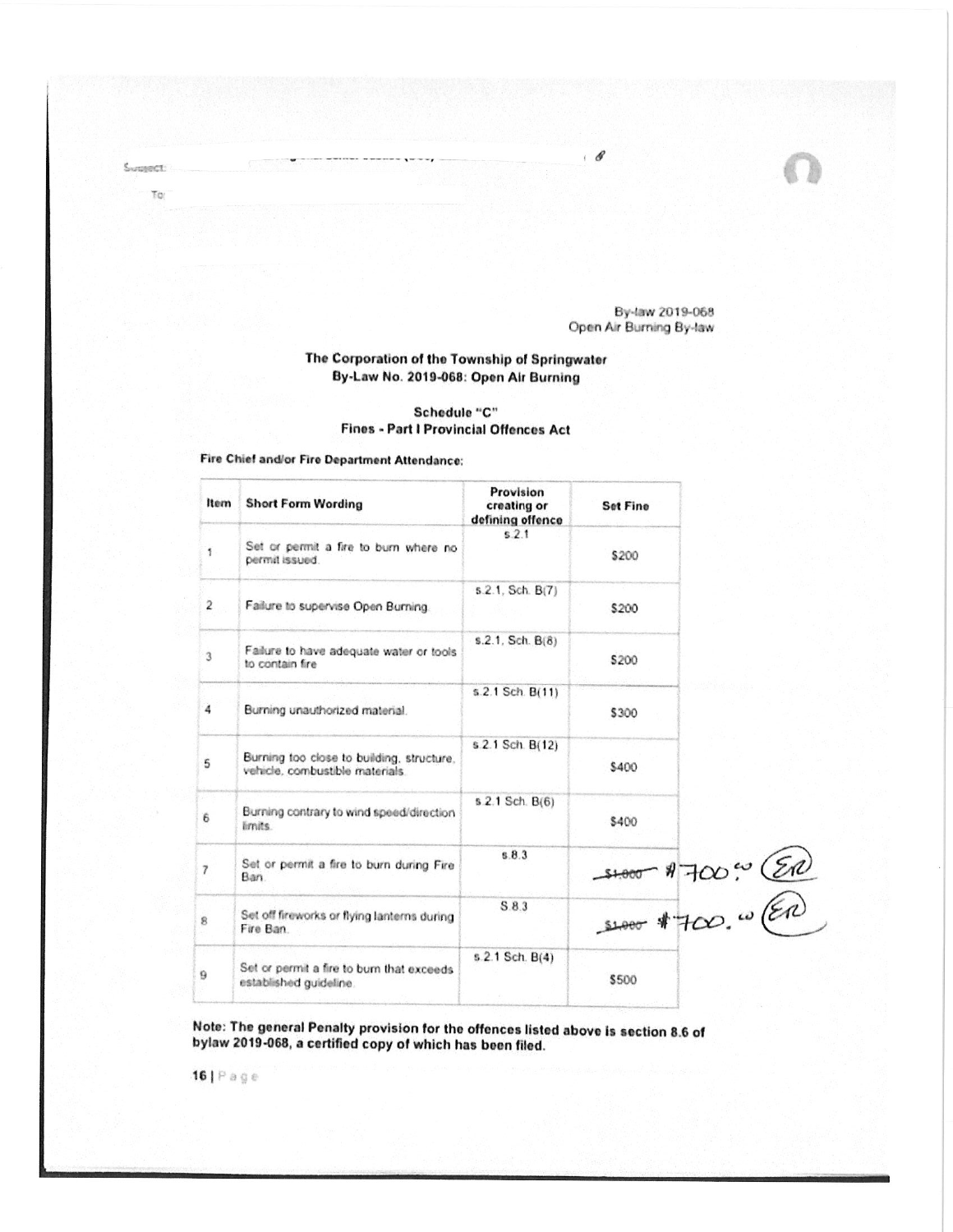Subject:

To:

By-law 2019-068
Open Air Burning By-law

**The Corporation of the Township of Springwater**
**By-Law No. 2019-068: Open Air Burning**

**Schedule "C"**
**Fines - Part I Provincial Offences Act**

**Fire Chief and/or Fire Department Attendance:**

| Item | Short Form Wording | Provision creating or defining offence | Set Fine |
|---|---|---|---|
| 1 | Set or permit a fire to burn where no permit issued. | s.2.1 | $200 |
| 2 | Failure to supervise Open Burning. | s.2.1, Sch. B(7) | $200 |
| 3 | Failure to have adequate water or tools to contain fire | s.2.1, Sch. B(8) | $200 |
| 4 | Burning unauthorized material. | s.2.1 Sch. B(11) | $300 |
| 5 | Burning too close to building, structure, vehicle, combustible materials. | s.2.1 Sch. B(12) | $400 |
| 6 | Burning contrary to wind speed/direction limits. | s.2.1 Sch. B(6) | $400 |
| 7 | Set or permit a fire to burn during Fire Ban. | s.8.3 | ~~$1,000~~ $700.00 (ER) |
| 8 | Set off fireworks or flying lanterns during Fire Ban. | S.8.3 | ~~$1,000~~ $700.00 (ER) |
| 9 | Set or permit a fire to burn that exceeds established guideline. | s.2.1 Sch. B(4) | $500 |

**Note: The general Penalty provision for the offences listed above is section 8.6 of bylaw 2019-068, a certified copy of which has been filed.**